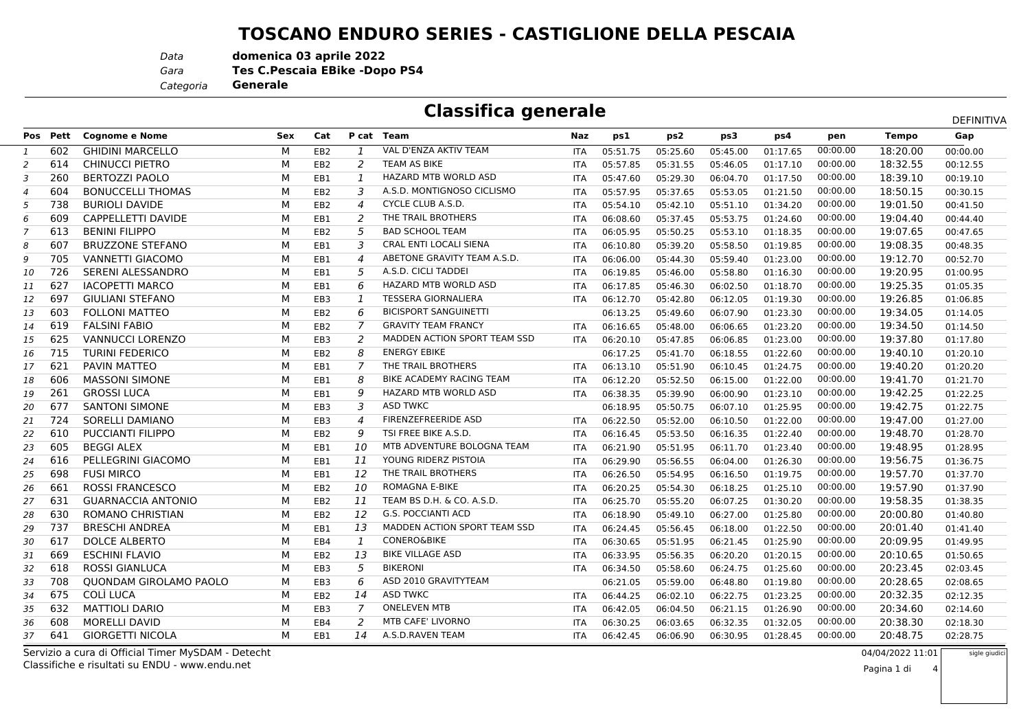# TOSCANO ENDURO SERIES - CASTIGLIONE DELLA PESCAIA

*Data* **domenica 03 aprile 2022**
*Gara* **Tes C.Pescaia EBike -Dopo PS4**
*Categoria* **Generale**

## Classifica generale

DEFINITIVA

| Pos | Pett | Cognome e Nome | Sex | Cat | P cat | Team | Naz | ps1 | ps2 | ps3 | ps4 | pen | Tempo | Gap |
|---|---|---|---|---|---|---|---|---|---|---|---|---|---|---|
| 1 | 602 | GHIDINI MARCELLO | M | EB2 | 1 | VAL D'ENZA AKTIV TEAM | ITA | 05:51.75 | 05:25.60 | 05:45.00 | 01:17.65 | 00:00.00 | 18:20.00 | 00:00.00 |
| 2 | 614 | CHINUCCI PIETRO | M | EB2 | 2 | TEAM AS BIKE | ITA | 05:57.85 | 05:31.55 | 05:46.05 | 01:17.10 | 00:00.00 | 18:32.55 | 00:12.55 |
| 3 | 260 | BERTOZZI PAOLO | M | EB1 | 1 | HAZARD MTB WORLD ASD | ITA | 05:47.60 | 05:29.30 | 06:04.70 | 01:17.50 | 00:00.00 | 18:39.10 | 00:19.10 |
| 4 | 604 | BONUCCELLI THOMAS | M | EB2 | 3 | A.S.D. MONTIGNOSO CICLISMO | ITA | 05:57.95 | 05:37.65 | 05:53.05 | 01:21.50 | 00:00.00 | 18:50.15 | 00:30.15 |
| 5 | 738 | BURIOLI DAVIDE | M | EB2 | 4 | CYCLE CLUB A.S.D. | ITA | 05:54.10 | 05:42.10 | 05:51.10 | 01:34.20 | 00:00.00 | 19:01.50 | 00:41.50 |
| 6 | 609 | CAPPELLETTI DAVIDE | M | EB1 | 2 | THE TRAIL BROTHERS | ITA | 06:08.60 | 05:37.45 | 05:53.75 | 01:24.60 | 00:00.00 | 19:04.40 | 00:44.40 |
| 7 | 613 | BENINI FILIPPO | M | EB2 | 5 | BAD SCHOOL TEAM | ITA | 06:05.95 | 05:50.25 | 05:53.10 | 01:18.35 | 00:00.00 | 19:07.65 | 00:47.65 |
| 8 | 607 | BRUZZONE STEFANO | M | EB1 | 3 | CRAL ENTI LOCALI SIENA | ITA | 06:10.80 | 05:39.20 | 05:58.50 | 01:19.85 | 00:00.00 | 19:08.35 | 00:48.35 |
| 9 | 705 | VANNETTI GIACOMO | M | EB1 | 4 | ABETONE GRAVITY TEAM A.S.D. | ITA | 06:06.00 | 05:44.30 | 05:59.40 | 01:23.00 | 00:00.00 | 19:12.70 | 00:52.70 |
| 10 | 726 | SERENI ALESSANDRO | M | EB1 | 5 | A.S.D. CICLI TADDEI | ITA | 06:19.85 | 05:46.00 | 05:58.80 | 01:16.30 | 00:00.00 | 19:20.95 | 01:00.95 |
| 11 | 627 | IACOPETTI MARCO | M | EB1 | 6 | HAZARD MTB WORLD ASD | ITA | 06:17.85 | 05:46.30 | 06:02.50 | 01:18.70 | 00:00.00 | 19:25.35 | 01:05.35 |
| 12 | 697 | GIULIANI STEFANO | M | EB3 | 1 | TESSERA GIORNALIERA | ITA | 06:12.70 | 05:42.80 | 06:12.05 | 01:19.30 | 00:00.00 | 19:26.85 | 01:06.85 |
| 13 | 603 | FOLLONI MATTEO | M | EB2 | 6 | BICISPORT SANGUINETTI | | 06:13.25 | 05:49.60 | 06:07.90 | 01:23.30 | 00:00.00 | 19:34.05 | 01:14.05 |
| 14 | 619 | FALSINI FABIO | M | EB2 | 7 | GRAVITY TEAM FRANCY | ITA | 06:16.65 | 05:48.00 | 06:06.65 | 01:23.20 | 00:00.00 | 19:34.50 | 01:14.50 |
| 15 | 625 | VANNUCCI LORENZO | M | EB3 | 2 | MADDEN ACTION SPORT TEAM SSD | ITA | 06:20.10 | 05:47.85 | 06:06.85 | 01:23.00 | 00:00.00 | 19:37.80 | 01:17.80 |
| 16 | 715 | TURINI FEDERICO | M | EB2 | 8 | ENERGY EBIKE | | 06:17.25 | 05:41.70 | 06:18.55 | 01:22.60 | 00:00.00 | 19:40.10 | 01:20.10 |
| 17 | 621 | PAVIN MATTEO | M | EB1 | 7 | THE TRAIL BROTHERS | ITA | 06:13.10 | 05:51.90 | 06:10.45 | 01:24.75 | 00:00.00 | 19:40.20 | 01:20.20 |
| 18 | 606 | MASSONI SIMONE | M | EB1 | 8 | BIKE ACADEMY RACING TEAM | ITA | 06:12.20 | 05:52.50 | 06:15.00 | 01:22.00 | 00:00.00 | 19:41.70 | 01:21.70 |
| 19 | 261 | GROSSI LUCA | M | EB1 | 9 | HAZARD MTB WORLD ASD | ITA | 06:38.35 | 05:39.90 | 06:00.90 | 01:23.10 | 00:00.00 | 19:42.25 | 01:22.25 |
| 20 | 677 | SANTONI SIMONE | M | EB3 | 3 | ASD TWKC | | 06:18.95 | 05:50.75 | 06:07.10 | 01:25.95 | 00:00.00 | 19:42.75 | 01:22.75 |
| 21 | 724 | SORELLI DAMIANO | M | EB3 | 4 | FIRENZEFREERIDE ASD | ITA | 06:22.50 | 05:52.00 | 06:10.50 | 01:22.00 | 00:00.00 | 19:47.00 | 01:27.00 |
| 22 | 610 | PUCCIANTI FILIPPO | M | EB2 | 9 | TSI FREE BIKE A.S.D. | ITA | 06:16.45 | 05:53.50 | 06:16.35 | 01:22.40 | 00:00.00 | 19:48.70 | 01:28.70 |
| 23 | 605 | BEGGI ALEX | M | EB1 | 10 | MTB ADVENTURE BOLOGNA TEAM | ITA | 06:21.90 | 05:51.95 | 06:11.70 | 01:23.40 | 00:00.00 | 19:48.95 | 01:28.95 |
| 24 | 616 | PELLEGRINI GIACOMO | M | EB1 | 11 | YOUNG RIDERZ PISTOIA | ITA | 06:29.90 | 05:56.55 | 06:04.00 | 01:26.30 | 00:00.00 | 19:56.75 | 01:36.75 |
| 25 | 698 | FUSI MIRCO | M | EB1 | 12 | THE TRAIL BROTHERS | ITA | 06:26.50 | 05:54.95 | 06:16.50 | 01:19.75 | 00:00.00 | 19:57.70 | 01:37.70 |
| 26 | 661 | ROSSI FRANCESCO | M | EB2 | 10 | ROMAGNA E-BIKE | ITA | 06:20.25 | 05:54.30 | 06:18.25 | 01:25.10 | 00:00.00 | 19:57.90 | 01:37.90 |
| 27 | 631 | GUARNACCIA ANTONIO | M | EB2 | 11 | TEAM BS D.H. & CO. A.S.D. | ITA | 06:25.70 | 05:55.20 | 06:07.25 | 01:30.20 | 00:00.00 | 19:58.35 | 01:38.35 |
| 28 | 630 | ROMANO CHRISTIAN | M | EB2 | 12 | G.S. POCCIANTI ACD | ITA | 06:18.90 | 05:49.10 | 06:27.00 | 01:25.80 | 00:00.00 | 20:00.80 | 01:40.80 |
| 29 | 737 | BRESCHI ANDREA | M | EB1 | 13 | MADDEN ACTION SPORT TEAM SSD | ITA | 06:24.45 | 05:56.45 | 06:18.00 | 01:22.50 | 00:00.00 | 20:01.40 | 01:41.40 |
| 30 | 617 | DOLCE ALBERTO | M | EB4 | 1 | CONERO&BIKE | ITA | 06:30.65 | 05:51.95 | 06:21.45 | 01:25.90 | 00:00.00 | 20:09.95 | 01:49.95 |
| 31 | 669 | ESCHINI FLAVIO | M | EB2 | 13 | BIKE VILLAGE ASD | ITA | 06:33.95 | 05:56.35 | 06:20.20 | 01:20.15 | 00:00.00 | 20:10.65 | 01:50.65 |
| 32 | 618 | ROSSI GIANLUCA | M | EB3 | 5 | BIKERONI | ITA | 06:34.50 | 05:58.60 | 06:24.75 | 01:25.60 | 00:00.00 | 20:23.45 | 02:03.45 |
| 33 | 708 | QUONDAM GIROLAMO PAOLO | M | EB3 | 6 | ASD 2010 GRAVITYTEAM | | 06:21.05 | 05:59.00 | 06:48.80 | 01:19.80 | 00:00.00 | 20:28.65 | 02:08.65 |
| 34 | 675 | COLÌ LUCA | M | EB2 | 14 | ASD TWKC | ITA | 06:44.25 | 06:02.10 | 06:22.75 | 01:23.25 | 00:00.00 | 20:32.35 | 02:12.35 |
| 35 | 632 | MATTIOLI DARIO | M | EB3 | 7 | ONELEVEN MTB | ITA | 06:42.05 | 06:04.50 | 06:21.15 | 01:26.90 | 00:00.00 | 20:34.60 | 02:14.60 |
| 36 | 608 | MORELLI DAVID | M | EB4 | 2 | MTB CAFE' LIVORNO | ITA | 06:30.25 | 06:03.65 | 06:32.35 | 01:32.05 | 00:00.00 | 20:38.30 | 02:18.30 |
| 37 | 641 | GIORGETTI NICOLA | M | EB1 | 14 | A.S.D.RAVEN TEAM | ITA | 06:42.45 | 06:06.90 | 06:30.95 | 01:28.45 | 00:00.00 | 20:48.75 | 02:28.75 |

Servizio a cura di Official Timer MySDAM - Detecht
Classifiche e risultati su ENDU - www.endu.net

04/04/2022 11:01

sigle giudici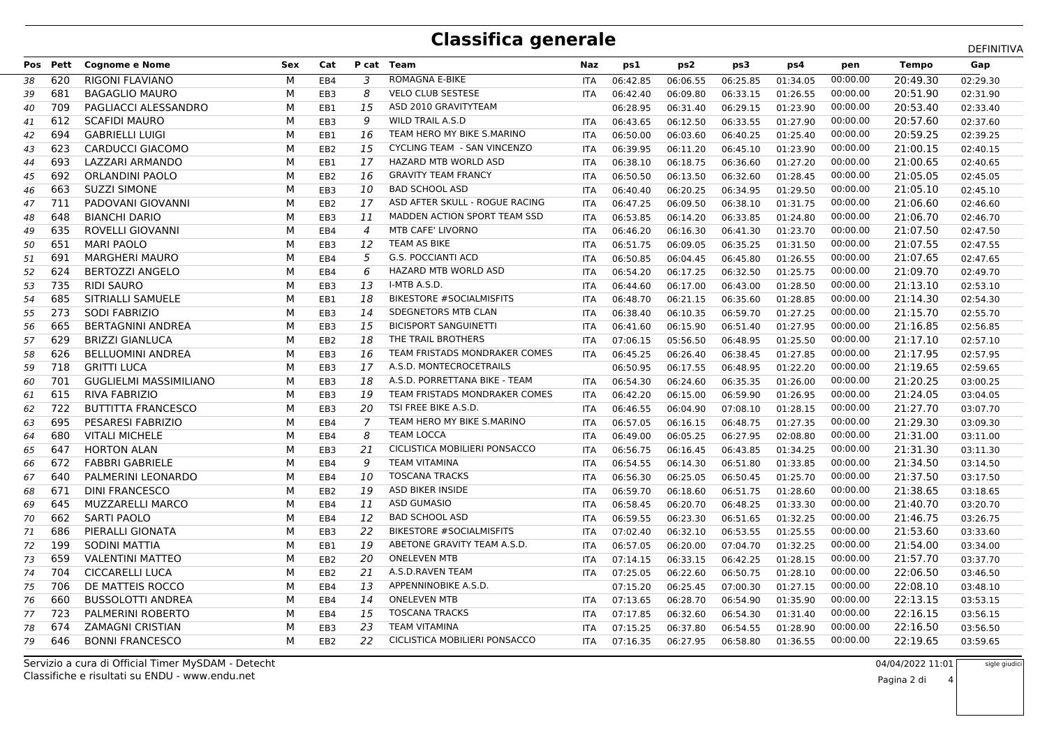# Classifica generale

DEFINITIVA

| Pos | Pett | Cognome e Nome | Sex | Cat | P cat | Team | Naz | ps1 | ps2 | ps3 | ps4 | pen | Tempo | Gap |
|---|---|---|---|---|---|---|---|---|---|---|---|---|---|---|
| 38 | 620 | RIGONI FLAVIANO | M | EB4 | 3 | ROMAGNA E-BIKE | ITA | 06:42.85 | 06:06.55 | 06:25.85 | 01:34.05 | 00:00.00 | 20:49.30 | 02:29.30 |
| 39 | 681 | BAGAGLIO MAURO | M | EB3 | 8 | VELO CLUB SESTESE | ITA | 06:42.40 | 06:09.80 | 06:33.15 | 01:26.55 | 00:00.00 | 20:51.90 | 02:31.90 |
| 40 | 709 | PAGLIACCI ALESSANDRO | M | EB1 | 15 | ASD 2010 GRAVITYTEAM | | 06:28.95 | 06:31.40 | 06:29.15 | 01:23.90 | 00:00.00 | 20:53.40 | 02:33.40 |
| 41 | 612 | SCAFIDI MAURO | M | EB3 | 9 | WILD TRAIL A.S.D | ITA | 06:43.65 | 06:12.50 | 06:33.55 | 01:27.90 | 00:00.00 | 20:57.60 | 02:37.60 |
| 42 | 694 | GABRIELLI LUIGI | M | EB1 | 16 | TEAM HERO MY BIKE S.MARINO | ITA | 06:50.00 | 06:03.60 | 06:40.25 | 01:25.40 | 00:00.00 | 20:59.25 | 02:39.25 |
| 43 | 623 | CARDUCCI GIACOMO | M | EB2 | 15 | CYCLING TEAM - SAN VINCENZO | ITA | 06:39.95 | 06:11.20 | 06:45.10 | 01:23.90 | 00:00.00 | 21:00.15 | 02:40.15 |
| 44 | 693 | LAZZARI ARMANDO | M | EB1 | 17 | HAZARD MTB WORLD ASD | ITA | 06:38.10 | 06:18.75 | 06:36.60 | 01:27.20 | 00:00.00 | 21:00.65 | 02:40.65 |
| 45 | 692 | ORLANDINI PAOLO | M | EB2 | 16 | GRAVITY TEAM FRANCY | ITA | 06:50.50 | 06:13.50 | 06:32.60 | 01:28.45 | 00:00.00 | 21:05.05 | 02:45.05 |
| 46 | 663 | SUZZI SIMONE | M | EB3 | 10 | BAD SCHOOL ASD | ITA | 06:40.40 | 06:20.25 | 06:34.95 | 01:29.50 | 00:00.00 | 21:05.10 | 02:45.10 |
| 47 | 711 | PADOVANI GIOVANNI | M | EB2 | 17 | ASD AFTER SKULL - ROGUE RACING | ITA | 06:47.25 | 06:09.50 | 06:38.10 | 01:31.75 | 00:00.00 | 21:06.60 | 02:46.60 |
| 48 | 648 | BIANCHI DARIO | M | EB3 | 11 | MADDEN ACTION SPORT TEAM SSD | ITA | 06:53.85 | 06:14.20 | 06:33.85 | 01:24.80 | 00:00.00 | 21:06.70 | 02:46.70 |
| 49 | 635 | ROVELLI GIOVANNI | M | EB4 | 4 | MTB CAFE' LIVORNO | ITA | 06:46.20 | 06:16.30 | 06:41.30 | 01:23.70 | 00:00.00 | 21:07.50 | 02:47.50 |
| 50 | 651 | MARI PAOLO | M | EB3 | 12 | TEAM AS BIKE | ITA | 06:51.75 | 06:09.05 | 06:35.25 | 01:31.50 | 00:00.00 | 21:07.55 | 02:47.55 |
| 51 | 691 | MARGHERI MAURO | M | EB4 | 5 | G.S. POCCIANTI ACD | ITA | 06:50.85 | 06:04.45 | 06:45.80 | 01:26.55 | 00:00.00 | 21:07.65 | 02:47.65 |
| 52 | 624 | BERTOZZI ANGELO | M | EB4 | 6 | HAZARD MTB WORLD ASD | ITA | 06:54.20 | 06:17.25 | 06:32.50 | 01:25.75 | 00:00.00 | 21:09.70 | 02:49.70 |
| 53 | 735 | RIDI SAURO | M | EB3 | 13 | I-MTB A.S.D. | ITA | 06:44.60 | 06:17.00 | 06:43.00 | 01:28.50 | 00:00.00 | 21:13.10 | 02:53.10 |
| 54 | 685 | SITRIALLI SAMUELE | M | EB1 | 18 | BIKESTORE #SOCIALMISFITS | ITA | 06:48.70 | 06:21.15 | 06:35.60 | 01:28.85 | 00:00.00 | 21:14.30 | 02:54.30 |
| 55 | 273 | SODI FABRIZIO | M | EB3 | 14 | SDEGNETORS MTB CLAN | ITA | 06:38.40 | 06:10.35 | 06:59.70 | 01:27.25 | 00:00.00 | 21:15.70 | 02:55.70 |
| 56 | 665 | BERTAGNINI ANDREA | M | EB3 | 15 | BICISPORT SANGUINETTI | ITA | 06:41.60 | 06:15.90 | 06:51.40 | 01:27.95 | 00:00.00 | 21:16.85 | 02:56.85 |
| 57 | 629 | BRIZZI GIANLUCA | M | EB2 | 18 | THE TRAIL BROTHERS | ITA | 07:06.15 | 05:56.50 | 06:48.95 | 01:25.50 | 00:00.00 | 21:17.10 | 02:57.10 |
| 58 | 626 | BELLUOMINI ANDREA | M | EB3 | 16 | TEAM FRISTADS MONDRAKER COMES | ITA | 06:45.25 | 06:26.40 | 06:38.45 | 01:27.85 | 00:00.00 | 21:17.95 | 02:57.95 |
| 59 | 718 | GRITTI LUCA | M | EB3 | 17 | A.S.D. MONTECROCETRAILS | | 06:50.95 | 06:17.55 | 06:48.95 | 01:22.20 | 00:00.00 | 21:19.65 | 02:59.65 |
| 60 | 701 | GUGLIELMI MASSIMILIANO | M | EB3 | 18 | A.S.D. PORRETTANA BIKE - TEAM | ITA | 06:54.30 | 06:24.60 | 06:35.35 | 01:26.00 | 00:00.00 | 21:20.25 | 03:00.25 |
| 61 | 615 | RIVA FABRIZIO | M | EB3 | 19 | TEAM FRISTADS MONDRAKER COMES | ITA | 06:42.20 | 06:15.00 | 06:59.90 | 01:26.95 | 00:00.00 | 21:24.05 | 03:04.05 |
| 62 | 722 | BUTTITTA FRANCESCO | M | EB3 | 20 | TSI FREE BIKE A.S.D. | ITA | 06:46.55 | 06:04.90 | 07:08.10 | 01:28.15 | 00:00.00 | 21:27.70 | 03:07.70 |
| 63 | 695 | PESARESI FABRIZIO | M | EB4 | 7 | TEAM HERO MY BIKE S.MARINO | ITA | 06:57.05 | 06:16.15 | 06:48.75 | 01:27.35 | 00:00.00 | 21:29.30 | 03:09.30 |
| 64 | 680 | VITALI MICHELE | M | EB4 | 8 | TEAM LOCCA | ITA | 06:49.00 | 06:05.25 | 06:27.95 | 02:08.80 | 00:00.00 | 21:31.00 | 03:11.00 |
| 65 | 647 | HORTON ALAN | M | EB3 | 21 | CICLISTICA MOBILIERI PONSACCO | ITA | 06:56.75 | 06:16.45 | 06:43.85 | 01:34.25 | 00:00.00 | 21:31.30 | 03:11.30 |
| 66 | 672 | FABBRI GABRIELE | M | EB4 | 9 | TEAM VITAMINA | ITA | 06:54.55 | 06:14.30 | 06:51.80 | 01:33.85 | 00:00.00 | 21:34.50 | 03:14.50 |
| 67 | 640 | PALMERINI LEONARDO | M | EB4 | 10 | TOSCANA TRACKS | ITA | 06:56.30 | 06:25.05 | 06:50.45 | 01:25.70 | 00:00.00 | 21:37.50 | 03:17.50 |
| 68 | 671 | DINI FRANCESCO | M | EB2 | 19 | ASD BIKER INSIDE | ITA | 06:59.70 | 06:18.60 | 06:51.75 | 01:28.60 | 00:00.00 | 21:38.65 | 03:18.65 |
| 69 | 645 | MUZZARELLI MARCO | M | EB4 | 11 | ASD GUMASIO | ITA | 06:58.45 | 06:20.70 | 06:48.25 | 01:33.30 | 00:00.00 | 21:40.70 | 03:20.70 |
| 70 | 662 | SARTI PAOLO | M | EB4 | 12 | BAD SCHOOL ASD | ITA | 06:59.55 | 06:23.30 | 06:51.65 | 01:32.25 | 00:00.00 | 21:46.75 | 03:26.75 |
| 71 | 686 | PIERALLI GIONATA | M | EB3 | 22 | BIKESTORE #SOCIALMISFITS | ITA | 07:02.40 | 06:32.10 | 06:53.55 | 01:25.55 | 00:00.00 | 21:53.60 | 03:33.60 |
| 72 | 199 | SODINI MATTIA | M | EB1 | 19 | ABETONE GRAVITY TEAM A.S.D. | ITA | 06:57.05 | 06:20.00 | 07:04.70 | 01:32.25 | 00:00.00 | 21:54.00 | 03:34.00 |
| 73 | 659 | VALENTINI MATTEO | M | EB2 | 20 | ONELEVEN MTB | ITA | 07:14.15 | 06:33.15 | 06:42.25 | 01:28.15 | 00:00.00 | 21:57.70 | 03:37.70 |
| 74 | 704 | CICCARELLI LUCA | M | EB2 | 21 | A.S.D.RAVEN TEAM | ITA | 07:25.05 | 06:22.60 | 06:50.75 | 01:28.10 | 00:00.00 | 22:06.50 | 03:46.50 |
| 75 | 706 | DE MATTEIS ROCCO | M | EB4 | 13 | APPENNINOBIKE A.S.D. | | 07:15.20 | 06:25.45 | 07:00.30 | 01:27.15 | 00:00.00 | 22:08.10 | 03:48.10 |
| 76 | 660 | BUSSOLOTTI ANDREA | M | EB4 | 14 | ONELEVEN MTB | ITA | 07:13.65 | 06:28.70 | 06:54.90 | 01:35.90 | 00:00.00 | 22:13.15 | 03:53.15 |
| 77 | 723 | PALMERINI ROBERTO | M | EB4 | 15 | TOSCANA TRACKS | ITA | 07:17.85 | 06:32.60 | 06:54.30 | 01:31.40 | 00:00.00 | 22:16.15 | 03:56.15 |
| 78 | 674 | ZAMAGNI CRISTIAN | M | EB3 | 23 | TEAM VITAMINA | ITA | 07:15.25 | 06:37.80 | 06:54.55 | 01:28.90 | 00:00.00 | 22:16.50 | 03:56.50 |
| 79 | 646 | BONNI FRANCESCO | M | EB2 | 22 | CICLISTICA MOBILIERI PONSACCO | ITA | 07:16.35 | 06:27.95 | 06:58.80 | 01:36.55 | 00:00.00 | 22:19.65 | 03:59.65 |

Servizio a cura di Official Timer MySDAM - Detecht
Classifiche e risultati su ENDU - www.endu.net

04/04/2022 11:01

sigle giudici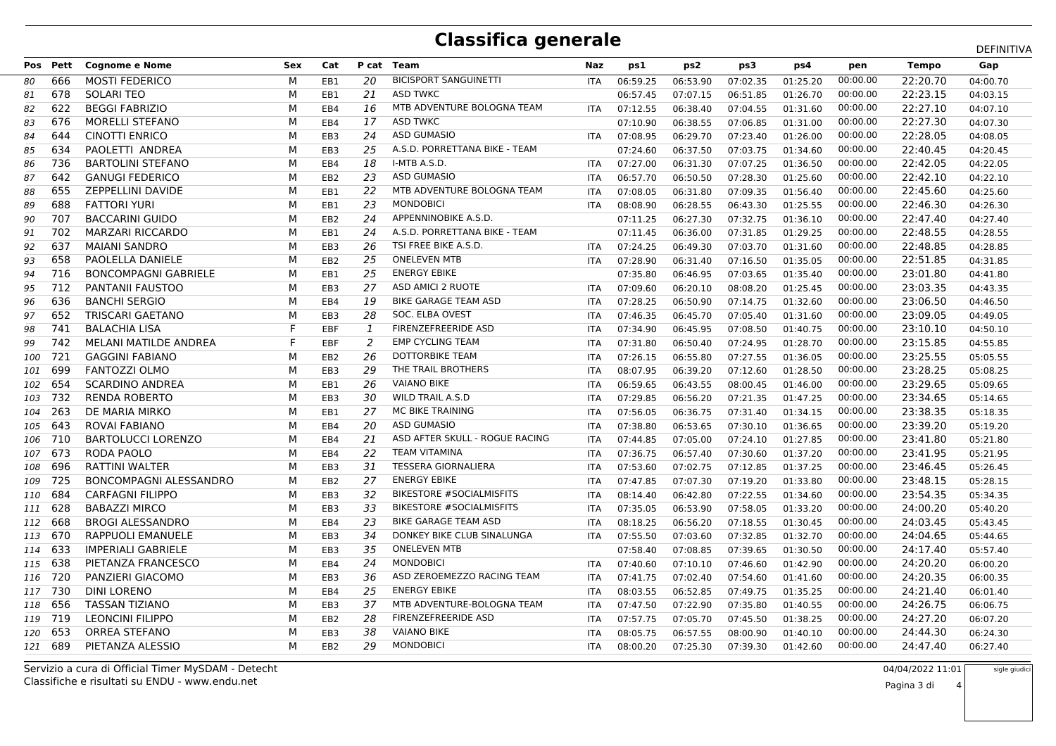# Classifica generale

DEFINITIVA

| Pos | Pett | Cognome e Nome | Sex | Cat | P cat | Team | Naz | ps1 | ps2 | ps3 | ps4 | pen | Tempo | Gap |
|---|---|---|---|---|---|---|---|---|---|---|---|---|---|---|
| 80 | 666 | MOSTI FEDERICO | M | EB1 | 20 | BICISPORT SANGUINETTI | ITA | 06:59.25 | 06:53.90 | 07:02.35 | 01:25.20 | 00:00.00 | 22:20.70 | 04:00.70 |
| 81 | 678 | SOLARI TEO | M | EB1 | 21 | ASD TWKC | | 06:57.45 | 07:07.15 | 06:51.85 | 01:26.70 | 00:00.00 | 22:23.15 | 04:03.15 |
| 82 | 622 | BEGGI FABRIZIO | M | EB4 | 16 | MTB ADVENTURE BOLOGNA TEAM | ITA | 07:12.55 | 06:38.40 | 07:04.55 | 01:31.60 | 00:00.00 | 22:27.10 | 04:07.10 |
| 83 | 676 | MORELLI STEFANO | M | EB4 | 17 | ASD TWKC | | 07:10.90 | 06:38.55 | 07:06.85 | 01:31.00 | 00:00.00 | 22:27.30 | 04:07.30 |
| 84 | 644 | CINOTTI ENRICO | M | EB3 | 24 | ASD GUMASIO | ITA | 07:08.95 | 06:29.70 | 07:23.40 | 01:26.00 | 00:00.00 | 22:28.05 | 04:08.05 |
| 85 | 634 | PAOLETTI ANDREA | M | EB3 | 25 | A.S.D. PORRETTANA BIKE - TEAM | | 07:24.60 | 06:37.50 | 07:03.75 | 01:34.60 | 00:00.00 | 22:40.45 | 04:20.45 |
| 86 | 736 | BARTOLINI STEFANO | M | EB4 | 18 | I-MTB A.S.D. | ITA | 07:27.00 | 06:31.30 | 07:07.25 | 01:36.50 | 00:00.00 | 22:42.05 | 04:22.05 |
| 87 | 642 | GANUGI FEDERICO | M | EB2 | 23 | ASD GUMASIO | ITA | 06:57.70 | 06:50.50 | 07:28.30 | 01:25.60 | 00:00.00 | 22:42.10 | 04:22.10 |
| 88 | 655 | ZEPPELLINI DAVIDE | M | EB1 | 22 | MTB ADVENTURE BOLOGNA TEAM | ITA | 07:08.05 | 06:31.80 | 07:09.35 | 01:56.40 | 00:00.00 | 22:45.60 | 04:25.60 |
| 89 | 688 | FATTORI YURI | M | EB1 | 23 | MONDOBICI | ITA | 08:08.90 | 06:28.55 | 06:43.30 | 01:25.55 | 00:00.00 | 22:46.30 | 04:26.30 |
| 90 | 707 | BACCARINI GUIDO | M | EB2 | 24 | APPENNINOBIKE A.S.D. | | 07:11.25 | 06:27.30 | 07:32.75 | 01:36.10 | 00:00.00 | 22:47.40 | 04:27.40 |
| 91 | 702 | MARZARI RICCARDO | M | EB1 | 24 | A.S.D. PORRETTANA BIKE - TEAM | | 07:11.45 | 06:36.00 | 07:31.85 | 01:29.25 | 00:00.00 | 22:48.55 | 04:28.55 |
| 92 | 637 | MAIANI SANDRO | M | EB3 | 26 | TSI FREE BIKE A.S.D. | ITA | 07:24.25 | 06:49.30 | 07:03.70 | 01:31.60 | 00:00.00 | 22:48.85 | 04:28.85 |
| 93 | 658 | PAOLELLA DANIELE | M | EB2 | 25 | ONELEVEN MTB | ITA | 07:28.90 | 06:31.40 | 07:16.50 | 01:35.05 | 00:00.00 | 22:51.85 | 04:31.85 |
| 94 | 716 | BONCOMPAGNI GABRIELE | M | EB1 | 25 | ENERGY EBIKE | | 07:35.80 | 06:46.95 | 07:03.65 | 01:35.40 | 00:00.00 | 23:01.80 | 04:41.80 |
| 95 | 712 | PANTANII FAUSTOO | M | EB3 | 27 | ASD AMICI 2 RUOTE | ITA | 07:09.60 | 06:20.10 | 08:08.20 | 01:25.45 | 00:00.00 | 23:03.35 | 04:43.35 |
| 96 | 636 | BANCHI SERGIO | M | EB4 | 19 | BIKE GARAGE TEAM ASD | ITA | 07:28.25 | 06:50.90 | 07:14.75 | 01:32.60 | 00:00.00 | 23:06.50 | 04:46.50 |
| 97 | 652 | TRISCARI GAETANO | M | EB3 | 28 | SOC. ELBA OVEST | ITA | 07:46.35 | 06:45.70 | 07:05.40 | 01:31.60 | 00:00.00 | 23:09.05 | 04:49.05 |
| 98 | 741 | BALACHIA LISA | F | EBF | 1 | FIRENZEFREERIDE ASD | ITA | 07:34.90 | 06:45.95 | 07:08.50 | 01:40.75 | 00:00.00 | 23:10.10 | 04:50.10 |
| 99 | 742 | MELANI MATILDE ANDREA | F | EBF | 2 | EMP CYCLING TEAM | ITA | 07:31.80 | 06:50.40 | 07:24.95 | 01:28.70 | 00:00.00 | 23:15.85 | 04:55.85 |
| 100 | 721 | GAGGINI FABIANO | M | EB2 | 26 | DOTTORBIKE TEAM | ITA | 07:26.15 | 06:55.80 | 07:27.55 | 01:36.05 | 00:00.00 | 23:25.55 | 05:05.55 |
| 101 | 699 | FANTOZZI OLMO | M | EB3 | 29 | THE TRAIL BROTHERS | ITA | 08:07.95 | 06:39.20 | 07:12.60 | 01:28.50 | 00:00.00 | 23:28.25 | 05:08.25 |
| 102 | 654 | SCARDINO ANDREA | M | EB1 | 26 | VAIANO BIKE | ITA | 06:59.65 | 06:43.55 | 08:00.45 | 01:46.00 | 00:00.00 | 23:29.65 | 05:09.65 |
| 103 | 732 | RENDA ROBERTO | M | EB3 | 30 | WILD TRAIL A.S.D | ITA | 07:29.85 | 06:56.20 | 07:21.35 | 01:47.25 | 00:00.00 | 23:34.65 | 05:14.65 |
| 104 | 263 | DE MARIA MIRKO | M | EB1 | 27 | MC BIKE TRAINING | ITA | 07:56.05 | 06:36.75 | 07:31.40 | 01:34.15 | 00:00.00 | 23:38.35 | 05:18.35 |
| 105 | 643 | ROVAI FABIANO | M | EB4 | 20 | ASD GUMASIO | ITA | 07:38.80 | 06:53.65 | 07:30.10 | 01:36.65 | 00:00.00 | 23:39.20 | 05:19.20 |
| 106 | 710 | BARTOLUCCI LORENZO | M | EB4 | 21 | ASD AFTER SKULL - ROGUE RACING | ITA | 07:44.85 | 07:05.00 | 07:24.10 | 01:27.85 | 00:00.00 | 23:41.80 | 05:21.80 |
| 107 | 673 | RODA PAOLO | M | EB4 | 22 | TEAM VITAMINA | ITA | 07:36.75 | 06:57.40 | 07:30.60 | 01:37.20 | 00:00.00 | 23:41.95 | 05:21.95 |
| 108 | 696 | RATTINI WALTER | M | EB3 | 31 | TESSERA GIORNALIERA | ITA | 07:53.60 | 07:02.75 | 07:12.85 | 01:37.25 | 00:00.00 | 23:46.45 | 05:26.45 |
| 109 | 725 | BONCOMPAGNI ALESSANDRO | M | EB2 | 27 | ENERGY EBIKE | ITA | 07:47.85 | 07:07.30 | 07:19.20 | 01:33.80 | 00:00.00 | 23:48.15 | 05:28.15 |
| 110 | 684 | CARFAGNI FILIPPO | M | EB3 | 32 | BIKESTORE #SOCIALMISFITS | ITA | 08:14.40 | 06:42.80 | 07:22.55 | 01:34.60 | 00:00.00 | 23:54.35 | 05:34.35 |
| 111 | 628 | BABAZZI MIRCO | M | EB3 | 33 | BIKESTORE #SOCIALMISFITS | ITA | 07:35.05 | 06:53.90 | 07:58.05 | 01:33.20 | 00:00.00 | 24:00.20 | 05:40.20 |
| 112 | 668 | BROGI ALESSANDRO | M | EB4 | 23 | BIKE GARAGE TEAM ASD | ITA | 08:18.25 | 06:56.20 | 07:18.55 | 01:30.45 | 00:00.00 | 24:03.45 | 05:43.45 |
| 113 | 670 | RAPPUOLI EMANUELE | M | EB3 | 34 | DONKEY BIKE CLUB SINALUNGA | ITA | 07:55.50 | 07:03.60 | 07:32.85 | 01:32.70 | 00:00.00 | 24:04.65 | 05:44.65 |
| 114 | 633 | IMPERIALI GABRIELE | M | EB3 | 35 | ONELEVEN MTB | | 07:58.40 | 07:08.85 | 07:39.65 | 01:30.50 | 00:00.00 | 24:17.40 | 05:57.40 |
| 115 | 638 | PIETANZA FRANCESCO | M | EB4 | 24 | MONDOBICI | ITA | 07:40.60 | 07:10.10 | 07:46.60 | 01:42.90 | 00:00.00 | 24:20.20 | 06:00.20 |
| 116 | 720 | PANZIERI GIACOMO | M | EB3 | 36 | ASD ZEROEMEZZO RACING TEAM | ITA | 07:41.75 | 07:02.40 | 07:54.60 | 01:41.60 | 00:00.00 | 24:20.35 | 06:00.35 |
| 117 | 730 | DINI LORENO | M | EB4 | 25 | ENERGY EBIKE | ITA | 08:03.55 | 06:52.85 | 07:49.75 | 01:35.25 | 00:00.00 | 24:21.40 | 06:01.40 |
| 118 | 656 | TASSAN TIZIANO | M | EB3 | 37 | MTB ADVENTURE-BOLOGNA TEAM | ITA | 07:47.50 | 07:22.90 | 07:35.80 | 01:40.55 | 00:00.00 | 24:26.75 | 06:06.75 |
| 119 | 719 | LEONCINI FILIPPO | M | EB2 | 28 | FIRENZEFREERIDE ASD | ITA | 07:57.75 | 07:05.70 | 07:45.50 | 01:38.25 | 00:00.00 | 24:27.20 | 06:07.20 |
| 120 | 653 | ORREA STEFANO | M | EB3 | 38 | VAIANO BIKE | ITA | 08:05.75 | 06:57.55 | 08:00.90 | 01:40.10 | 00:00.00 | 24:44.30 | 06:24.30 |
| 121 | 689 | PIETANZA ALESSIO | M | EB2 | 29 | MONDOBICI | ITA | 08:00.20 | 07:25.30 | 07:39.30 | 01:42.60 | 00:00.00 | 24:47.40 | 06:27.40 |

Servizio a cura di Official Timer MySDAM - Detecht
Classifiche e risultati su ENDU - www.endu.net

04/04/2022 11:01

sigle giudici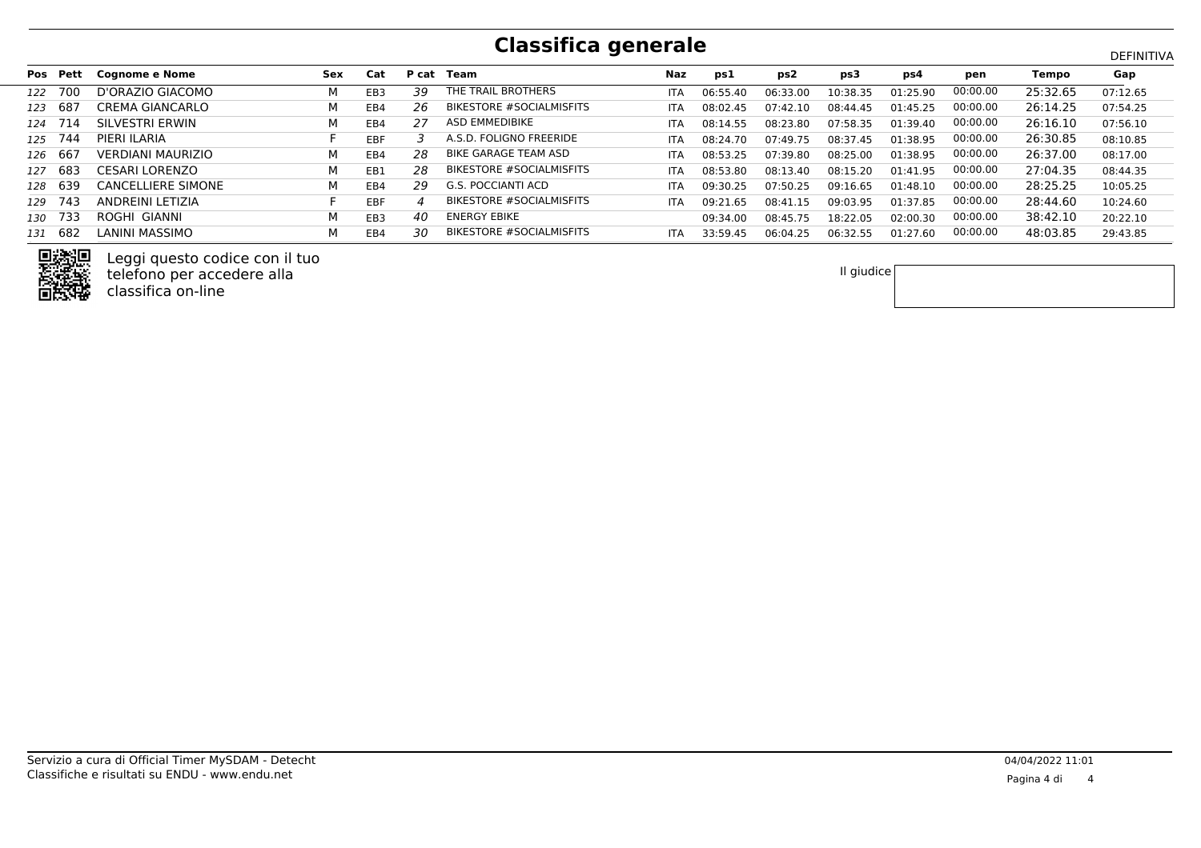# Classifica generale

DEFINITIVA

| Pos | Pett | Cognome e Nome | Sex | Cat | P cat | Team | Naz | ps1 | ps2 | ps3 | ps4 | pen | Tempo | Gap |
|---|---|---|---|---|---|---|---|---|---|---|---|---|---|---|
| 122 | 700 | D'ORAZIO GIACOMO | M | EB3 | 39 | THE TRAIL BROTHERS | ITA | 06:55.40 | 06:33.00 | 10:38.35 | 01:25.90 | 00:00.00 | 25:32.65 | 07:12.65 |
| 123 | 687 | CREMA GIANCARLO | M | EB4 | 26 | BIKESTORE #SOCIALMISFITS | ITA | 08:02.45 | 07:42.10 | 08:44.45 | 01:45.25 | 00:00.00 | 26:14.25 | 07:54.25 |
| 124 | 714 | SILVESTRI ERWIN | M | EB4 | 27 | ASD EMMEDIBIKE | ITA | 08:14.55 | 08:23.80 | 07:58.35 | 01:39.40 | 00:00.00 | 26:16.10 | 07:56.10 |
| 125 | 744 | PIERI ILARIA | F | EBF | 3 | A.S.D. FOLIGNO FREERIDE | ITA | 08:24.70 | 07:49.75 | 08:37.45 | 01:38.95 | 00:00.00 | 26:30.85 | 08:10.85 |
| 126 | 667 | VERDIANI MAURIZIO | M | EB4 | 28 | BIKE GARAGE TEAM ASD | ITA | 08:53.25 | 07:39.80 | 08:25.00 | 01:38.95 | 00:00.00 | 26:37.00 | 08:17.00 |
| 127 | 683 | CESARI LORENZO | M | EB1 | 28 | BIKESTORE #SOCIALMISFITS | ITA | 08:53.80 | 08:13.40 | 08:15.20 | 01:41.95 | 00:00.00 | 27:04.35 | 08:44.35 |
| 128 | 639 | CANCELLIERE SIMONE | M | EB4 | 29 | G.S. POCCIANTI ACD | ITA | 09:30.25 | 07:50.25 | 09:16.65 | 01:48.10 | 00:00.00 | 28:25.25 | 10:05.25 |
| 129 | 743 | ANDREINI LETIZIA | F | EBF | 4 | BIKESTORE #SOCIALMISFITS | ITA | 09:21.65 | 08:41.15 | 09:03.95 | 01:37.85 | 00:00.00 | 28:44.60 | 10:24.60 |
| 130 | 733 | ROGHI GIANNI | M | EB3 | 40 | ENERGY EBIKE | | 09:34.00 | 08:45.75 | 18:22.05 | 02:00.30 | 00:00.00 | 38:42.10 | 20:22.10 |
| 131 | 682 | LANINI MASSIMO | M | EB4 | 30 | BIKESTORE #SOCIALMISFITS | ITA | 33:59.45 | 06:04.25 | 06:32.55 | 01:27.60 | 00:00.00 | 48:03.85 | 29:43.85 |

Leggi questo codice con il tuo telefono per accedere alla classifica on-line

Il giudice

Servizio a cura di Official Timer MySDAM - Detecht
Classifiche e risultati su ENDU - www.endu.net

04/04/2022 11:01